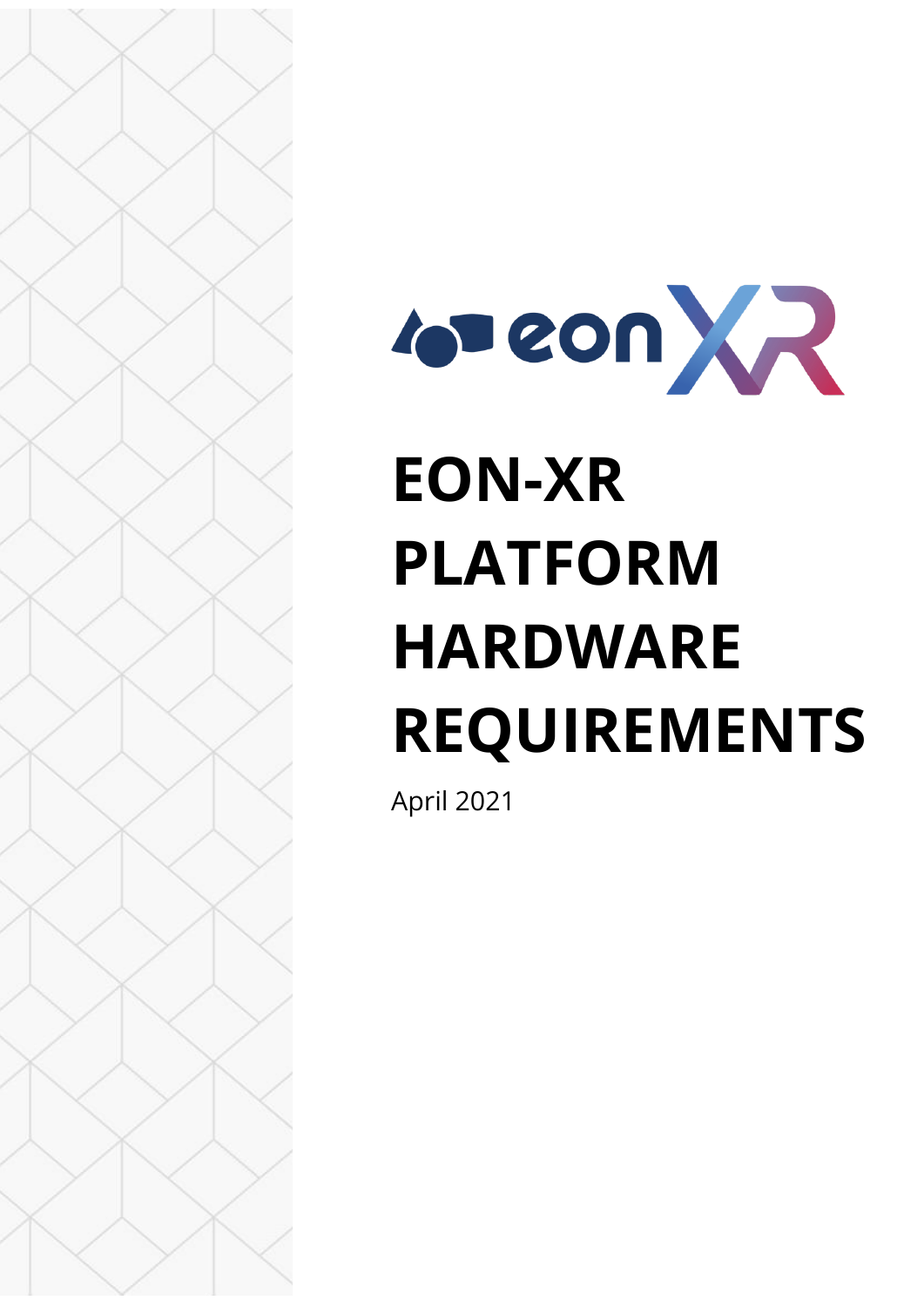# EON-XR PLATFORM HARDWARE REQUIREMENTS

April 2021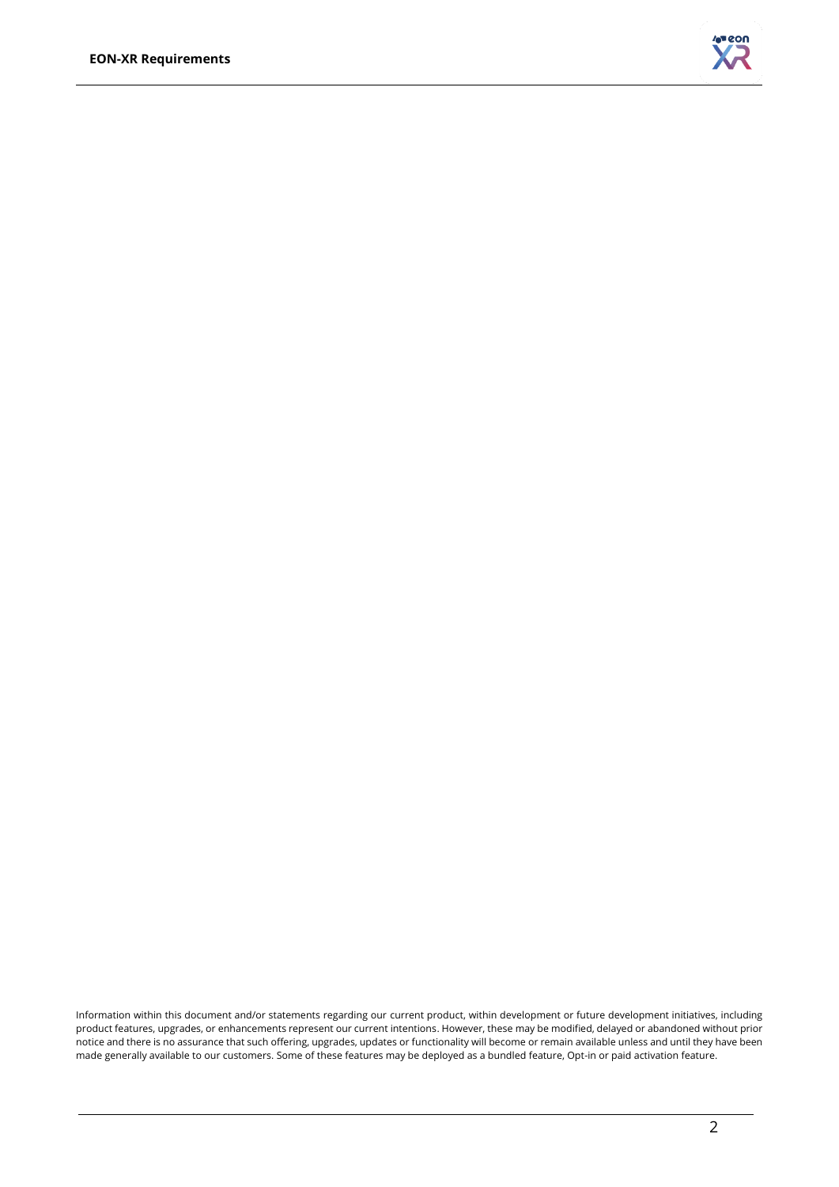Information within this document and/or statements regarding our current product, within development or future development initiatives, including product features, upgrades, or enhancements represent our current intentions. However, these may be modified, delayed or abandoned without prior notice and there is no assurance that such offering, upgrades, updates or functionality will become or remain available unless and until they have been made generally available to our customers. Some of these features may be deployed as a bundled feature, Opt-in or paid activation feature.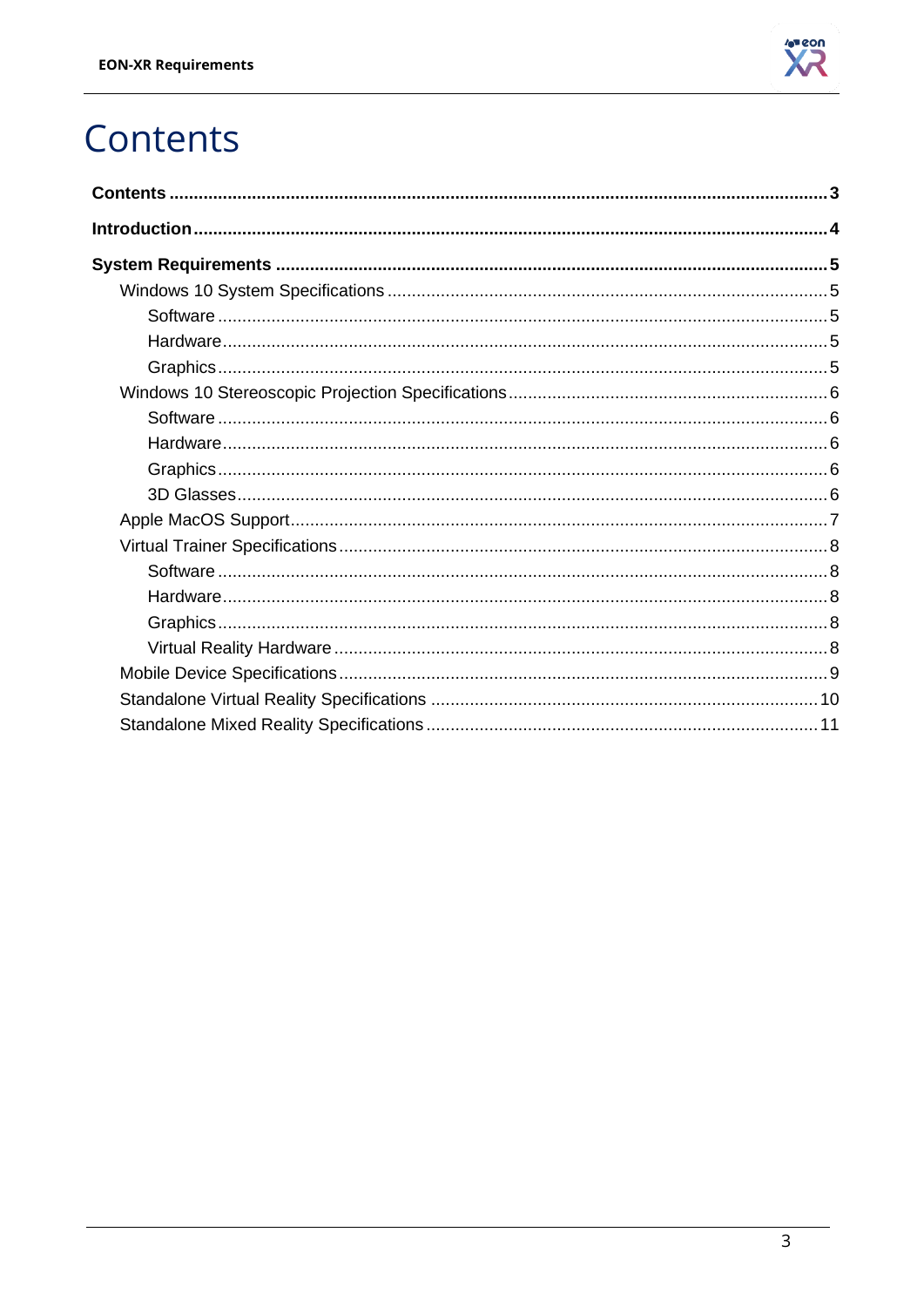# Contents

**Contents** ..... 3

**Introduction** ..... 4

**System Requirements** ..... 5

- Windows 10 System Specifications ..... 5
  - Software ..... 5
  - Hardware ..... 5
  - Graphics ..... 5
- Windows 10 Stereoscopic Projection Specifications ..... 6
  - Software ..... 6
  - Hardware ..... 6
  - Graphics ..... 6
  - 3D Glasses ..... 6
- Apple MacOS Support ..... 7
- Virtual Trainer Specifications ..... 8
  - Software ..... 8
  - Hardware ..... 8
  - Graphics ..... 8
  - Virtual Reality Hardware ..... 8
- Mobile Device Specifications ..... 9
- Standalone Virtual Reality Specifications ..... 10
- Standalone Mixed Reality Specifications ..... 11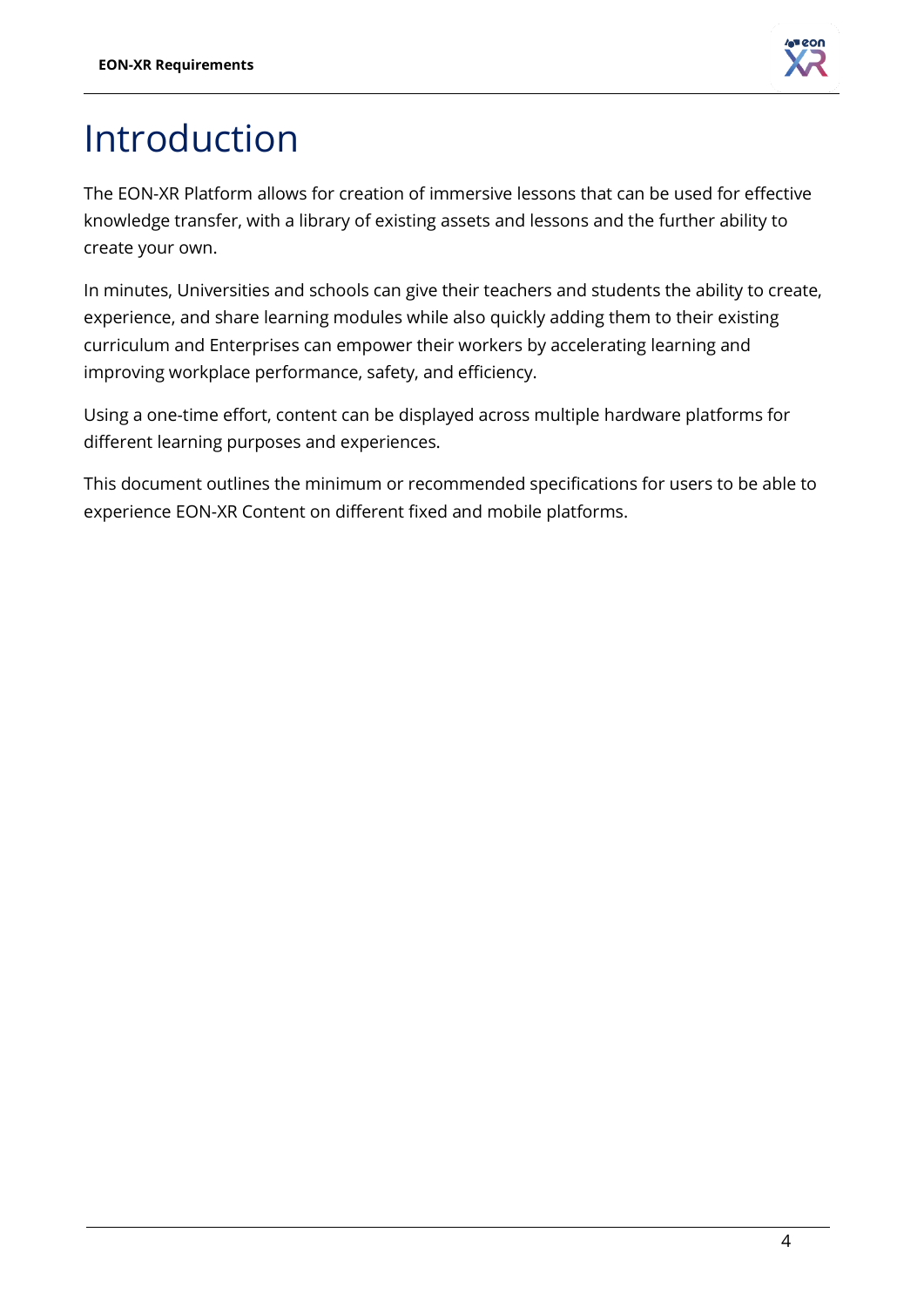# Introduction

The EON-XR Platform allows for creation of immersive lessons that can be used for effective knowledge transfer, with a library of existing assets and lessons and the further ability to create your own.

In minutes, Universities and schools can give their teachers and students the ability to create, experience, and share learning modules while also quickly adding them to their existing curriculum and Enterprises can empower their workers by accelerating learning and improving workplace performance, safety, and efficiency.

Using a one-time effort, content can be displayed across multiple hardware platforms for different learning purposes and experiences.

This document outlines the minimum or recommended specifications for users to be able to experience EON-XR Content on different fixed and mobile platforms.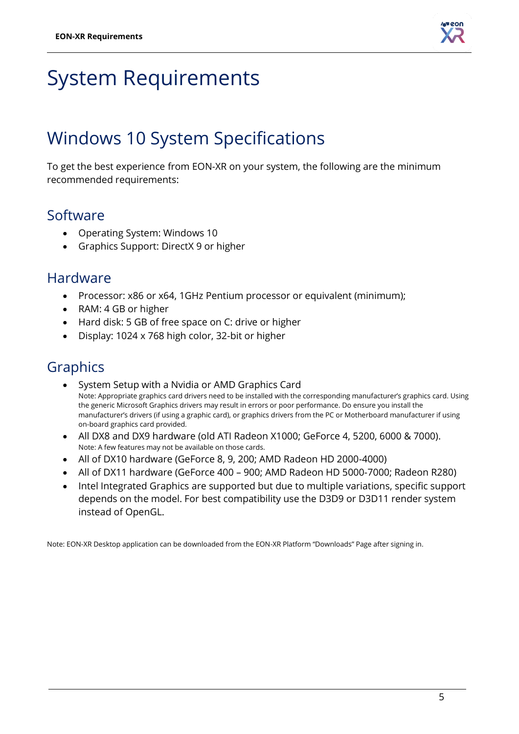# System Requirements

## Windows 10 System Specifications

To get the best experience from EON-XR on your system, the following are the minimum recommended requirements:

### Software

- Operating System: Windows 10
- Graphics Support: DirectX 9 or higher

### Hardware

- Processor: x86 or x64, 1GHz Pentium processor or equivalent (minimum);
- RAM: 4 GB or higher
- Hard disk: 5 GB of free space on C: drive or higher
- Display: 1024 x 768 high color, 32-bit or higher

### Graphics

- System Setup with a Nvidia or AMD Graphics Card
  Note: Appropriate graphics card drivers need to be installed with the corresponding manufacturer's graphics card. Using the generic Microsoft Graphics drivers may result in errors or poor performance. Do ensure you install the manufacturer's drivers (if using a graphic card), or graphics drivers from the PC or Motherboard manufacturer if using on-board graphics card provided.
- All DX8 and DX9 hardware (old ATI Radeon X1000; GeForce 4, 5200, 6000 & 7000).
  Note: A few features may not be available on those cards.
- All of DX10 hardware (GeForce 8, 9, 200; AMD Radeon HD 2000-4000)
- All of DX11 hardware (GeForce 400 – 900; AMD Radeon HD 5000-7000; Radeon R280)
- Intel Integrated Graphics are supported but due to multiple variations, specific support depends on the model. For best compatibility use the D3D9 or D3D11 render system instead of OpenGL.

Note: EON-XR Desktop application can be downloaded from the EON-XR Platform "Downloads" Page after signing in.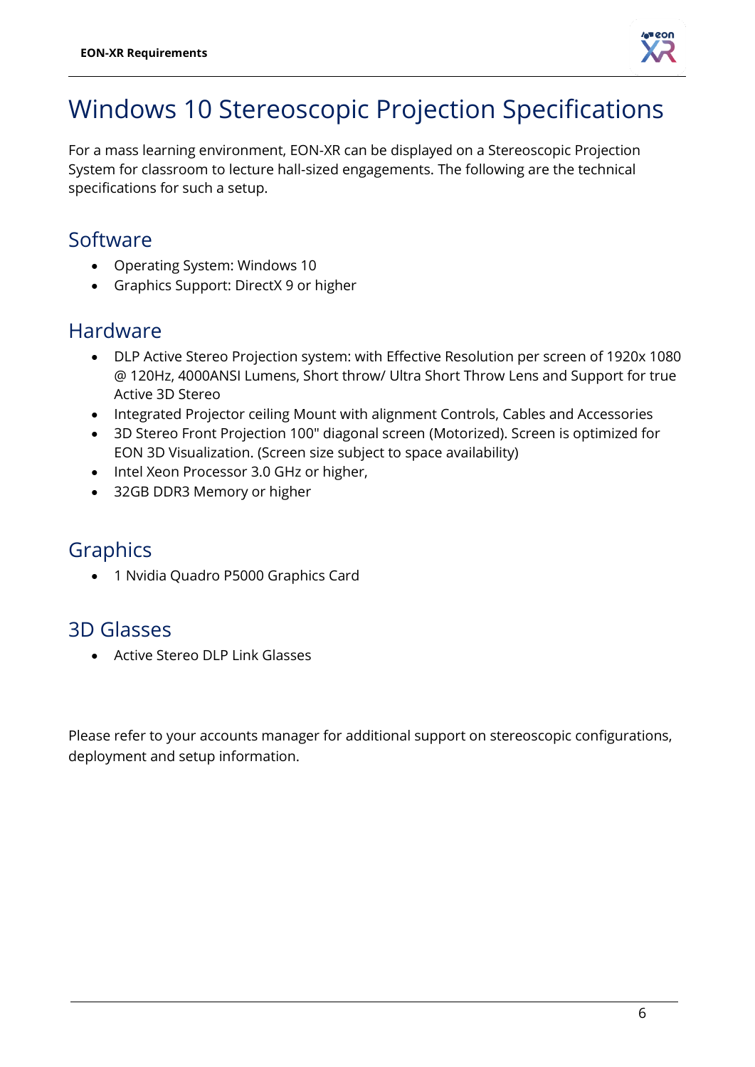# Windows 10 Stereoscopic Projection Specifications

For a mass learning environment, EON-XR can be displayed on a Stereoscopic Projection System for classroom to lecture hall-sized engagements. The following are the technical specifications for such a setup.

## Software

- Operating System: Windows 10
- Graphics Support: DirectX 9 or higher

## Hardware

- DLP Active Stereo Projection system: with Effective Resolution per screen of 1920x 1080 @ 120Hz, 4000ANSI Lumens, Short throw/ Ultra Short Throw Lens and Support for true Active 3D Stereo
- Integrated Projector ceiling Mount with alignment Controls, Cables and Accessories
- 3D Stereo Front Projection 100" diagonal screen (Motorized). Screen is optimized for EON 3D Visualization. (Screen size subject to space availability)
- Intel Xeon Processor 3.0 GHz or higher,
- 32GB DDR3 Memory or higher

## Graphics

- 1 Nvidia Quadro P5000 Graphics Card

## 3D Glasses

- Active Stereo DLP Link Glasses

Please refer to your accounts manager for additional support on stereoscopic configurations, deployment and setup information.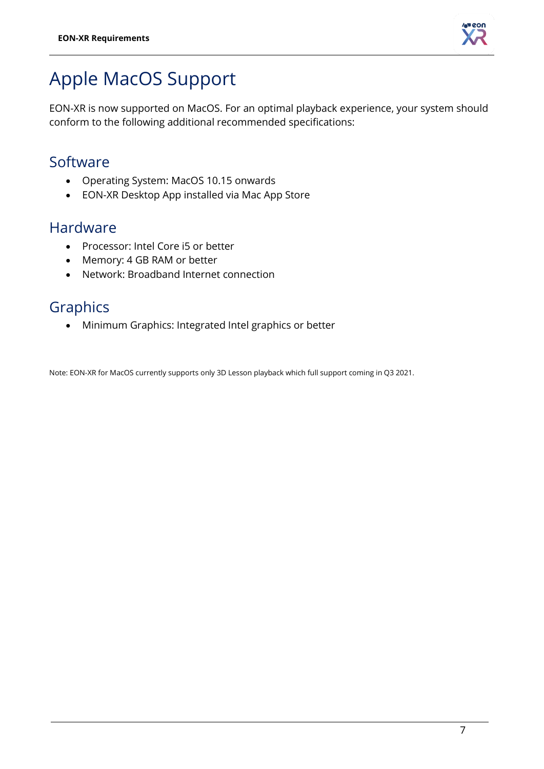# Apple MacOS Support

EON-XR is now supported on MacOS. For an optimal playback experience, your system should conform to the following additional recommended specifications:

## Software

- Operating System: MacOS 10.15 onwards
- EON-XR Desktop App installed via Mac App Store

## Hardware

- Processor: Intel Core i5 or better
- Memory: 4 GB RAM or better
- Network: Broadband Internet connection

## Graphics

- Minimum Graphics: Integrated Intel graphics or better

Note: EON-XR for MacOS currently supports only 3D Lesson playback which full support coming in Q3 2021.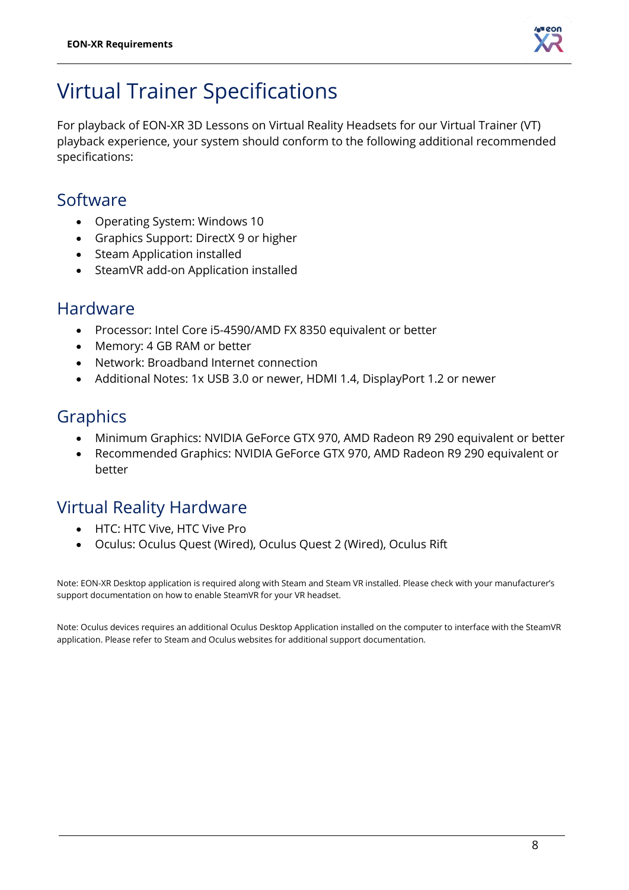# Virtual Trainer Specifications

For playback of EON-XR 3D Lessons on Virtual Reality Headsets for our Virtual Trainer (VT) playback experience, your system should conform to the following additional recommended specifications:

## Software

- Operating System: Windows 10
- Graphics Support: DirectX 9 or higher
- Steam Application installed
- SteamVR add-on Application installed

## Hardware

- Processor: Intel Core i5-4590/AMD FX 8350 equivalent or better
- Memory: 4 GB RAM or better
- Network: Broadband Internet connection
- Additional Notes: 1x USB 3.0 or newer, HDMI 1.4, DisplayPort 1.2 or newer

## Graphics

- Minimum Graphics: NVIDIA GeForce GTX 970, AMD Radeon R9 290 equivalent or better
- Recommended Graphics: NVIDIA GeForce GTX 970, AMD Radeon R9 290 equivalent or better

## Virtual Reality Hardware

- HTC: HTC Vive, HTC Vive Pro
- Oculus: Oculus Quest (Wired), Oculus Quest 2 (Wired), Oculus Rift

Note: EON-XR Desktop application is required along with Steam and Steam VR installed. Please check with your manufacturer's support documentation on how to enable SteamVR for your VR headset.

Note: Oculus devices requires an additional Oculus Desktop Application installed on the computer to interface with the SteamVR application. Please refer to Steam and Oculus websites for additional support documentation.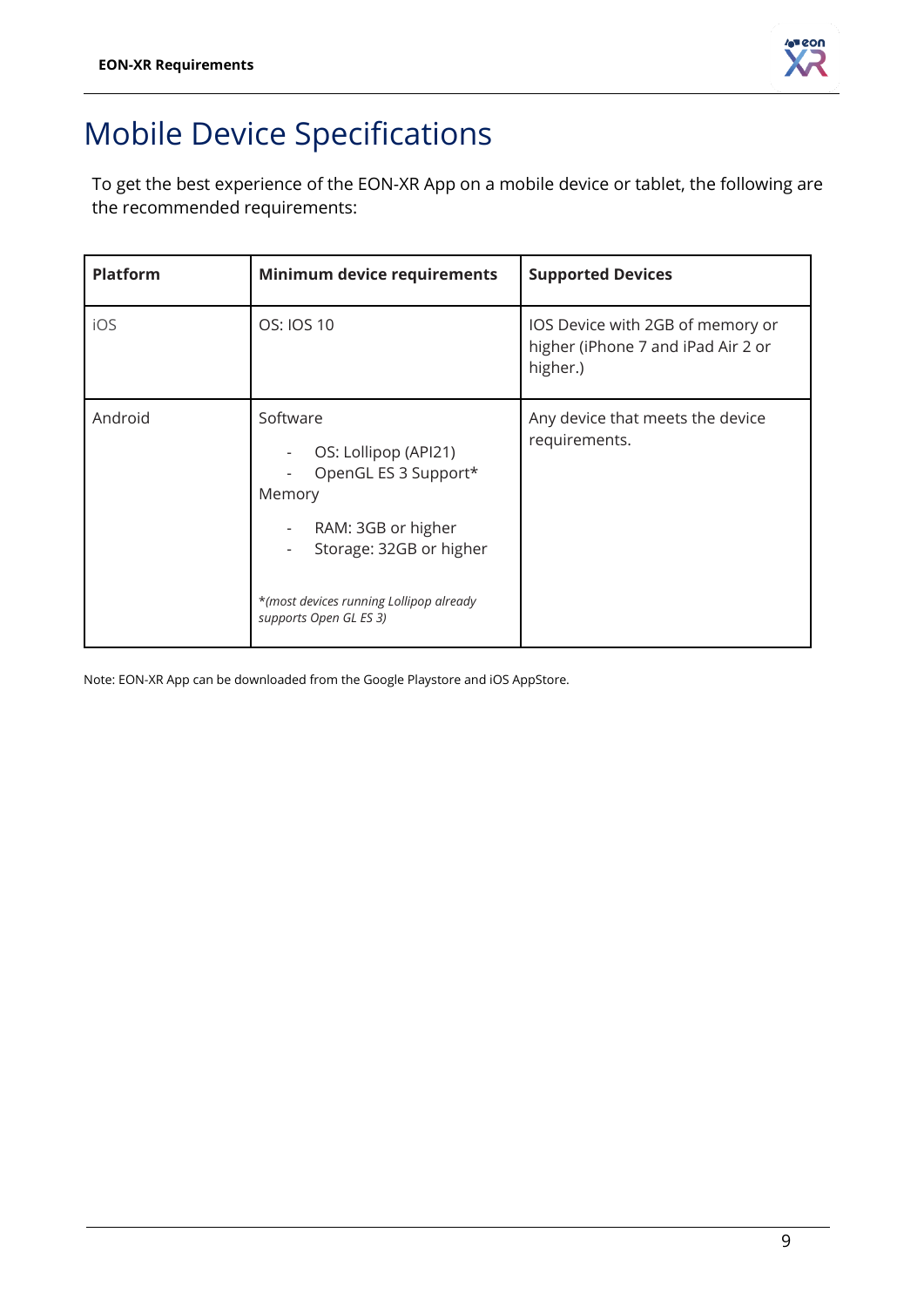# Mobile Device Specifications

To get the best experience of the EON-XR App on a mobile device or tablet, the following are the recommended requirements:

| Platform | Minimum device requirements | Supported Devices |
| --- | --- | --- |
| iOS | OS: IOS 10 | IOS Device with 2GB of memory or higher (iPhone 7 and iPad Air 2 or higher.) |
| Android | Software<br>- OS: Lollipop (API21)<br>- OpenGL ES 3 Support*<br>Memory<br>- RAM: 3GB or higher<br>- Storage: 32GB or higher<br><br>*(most devices running Lollipop already supports Open GL ES 3)* | Any device that meets the device requirements. |

Note: EON-XR App can be downloaded from the Google Playstore and iOS AppStore.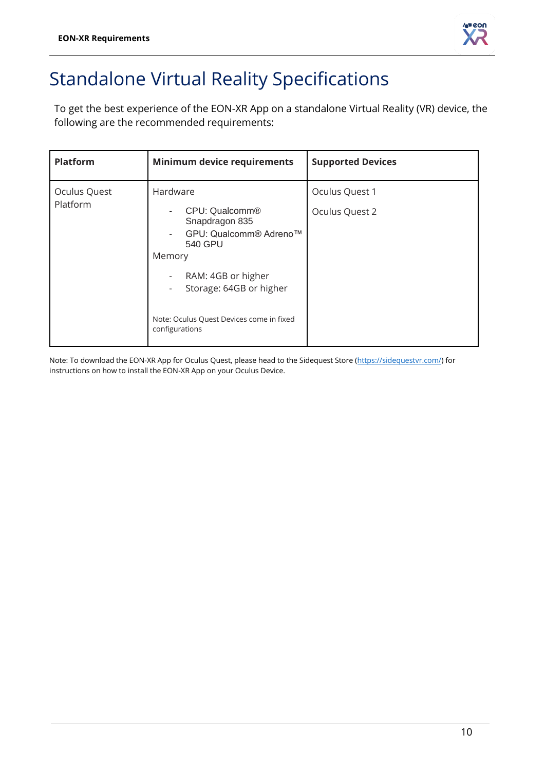# Standalone Virtual Reality Specifications

To get the best experience of the EON-XR App on a standalone Virtual Reality (VR) device, the following are the recommended requirements:

| Platform | Minimum device requirements | Supported Devices |
|---|---|---|
| Oculus Quest Platform | Hardware<br>- CPU: Qualcomm® Snapdragon 835<br>- GPU: Qualcomm® Adreno™ 540 GPU<br>Memory<br>- RAM: 4GB or higher<br>- Storage: 64GB or higher<br><br>Note: Oculus Quest Devices come in fixed configurations | Oculus Quest 1<br>Oculus Quest 2 |

Note: To download the EON-XR App for Oculus Quest, please head to the Sidequest Store (https://sidequestvr.com/) for instructions on how to install the EON-XR App on your Oculus Device.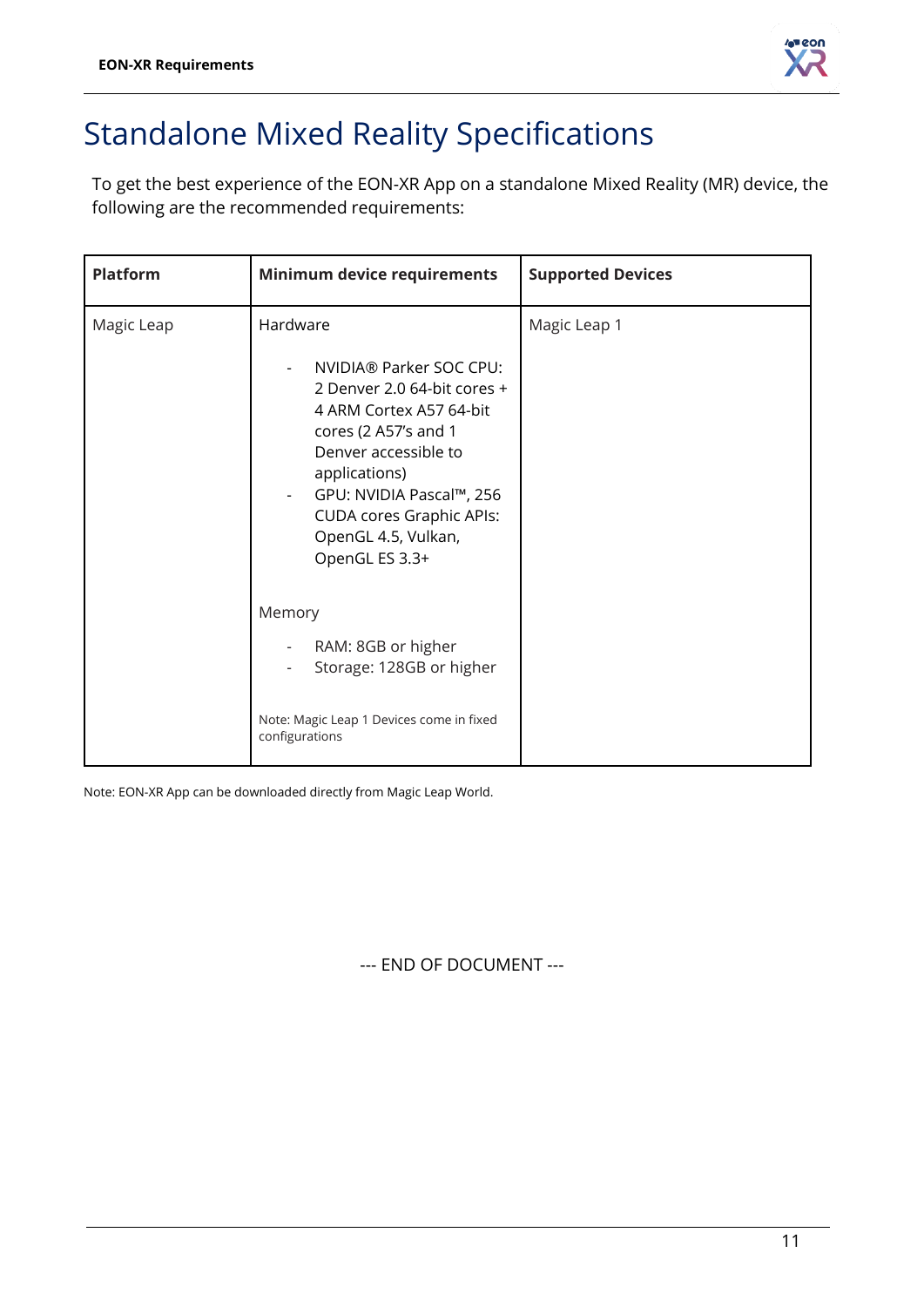# Standalone Mixed Reality Specifications

To get the best experience of the EON-XR App on a standalone Mixed Reality (MR) device, the following are the recommended requirements:

| Platform | Minimum device requirements | Supported Devices |
|---|---|---|
| Magic Leap | Hardware<br><br>- NVIDIA® Parker SOC CPU: 2 Denver 2.0 64-bit cores + 4 ARM Cortex A57 64-bit cores (2 A57's and 1 Denver accessible to applications)<br>- GPU: NVIDIA Pascal™, 256 CUDA cores Graphic APIs: OpenGL 4.5, Vulkan, OpenGL ES 3.3+<br><br>Memory<br><br>- RAM: 8GB or higher<br>- Storage: 128GB or higher<br><br>Note: Magic Leap 1 Devices come in fixed configurations | Magic Leap 1 |

Note: EON-XR App can be downloaded directly from Magic Leap World.

--- END OF DOCUMENT ---